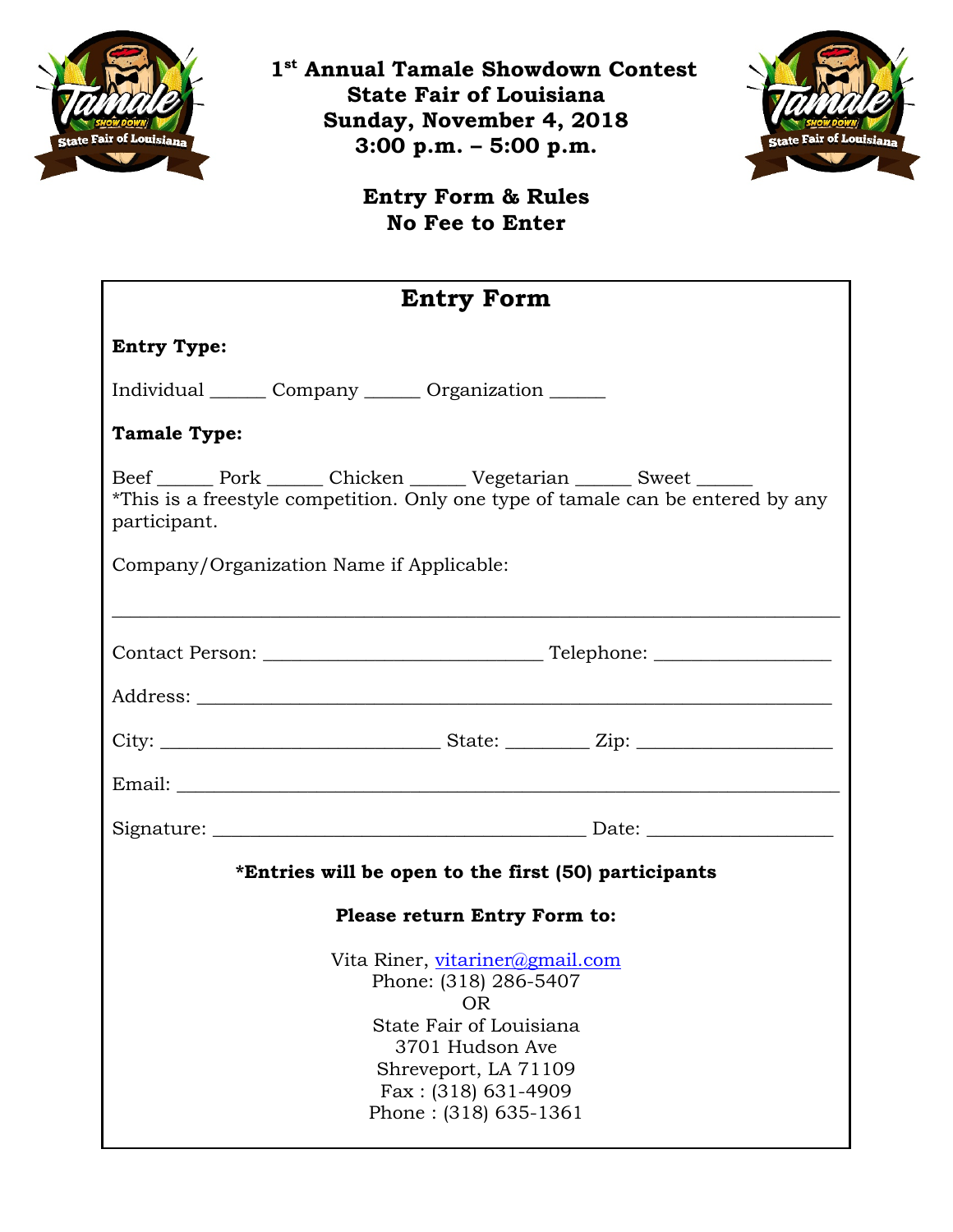# 1st Annual Tamale Showdown Contest
# State Fair of Louisiana
# Sunday, November 4, 2018
# 3:00 p.m. – 5:00 p.m.

## Entry Form & Rules
## No Fee to Enter

## Entry Form

**Entry Type:**

Individual ______ Company ______ Organization ______

**Tamale Type:**

Beef ______ Pork ______ Chicken ______ Vegetarian ______ Sweet ______
*This is a freestyle competition. Only one type of tamale can be entered by any participant.

Company/Organization Name if Applicable:

_______________________________________________________________________________

Contact Person: ______________________________ Telephone: __________________

Address: _____________________________________________________________________

City: ______________________________ State: _________ Zip: _____________________

Email: _______________________________________________________________________

Signature: ________________________________________ Date: ___________________

**\*Entries will be open to the first (50) participants**

**Please return Entry Form to:**

Vita Riner, vitariner@gmail.com
Phone: (318) 286-5407
OR
State Fair of Louisiana
3701 Hudson Ave
Shreveport, LA 71109
Fax : (318) 631-4909
Phone : (318) 635-1361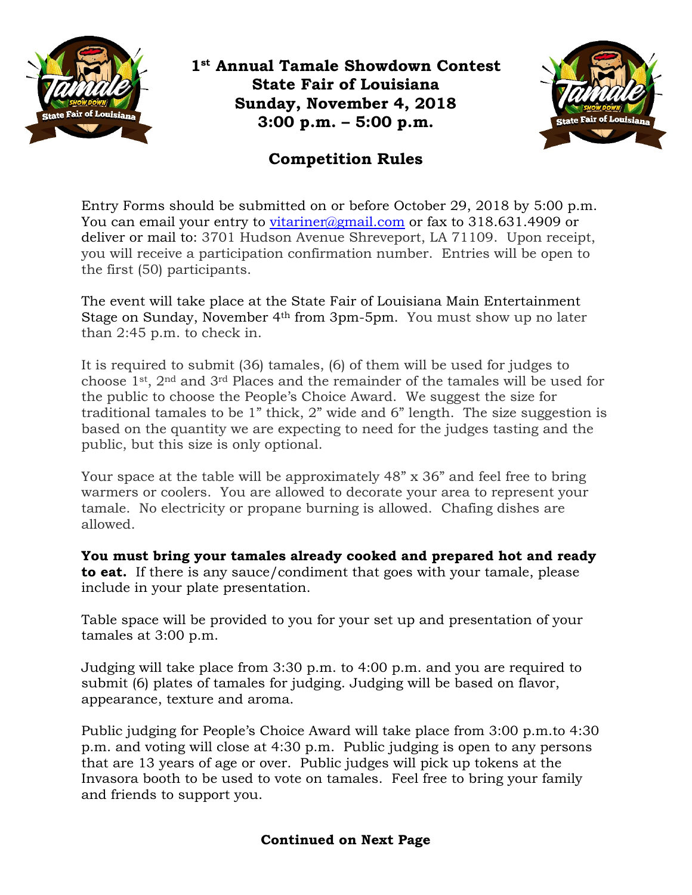# 1st Annual Tamale Showdown Contest
# State Fair of Louisiana
# Sunday, November 4, 2018
# 3:00 p.m. – 5:00 p.m.

## Competition Rules

Entry Forms should be submitted on or before October 29, 2018 by 5:00 p.m. You can email your entry to vitariner@gmail.com or fax to 318.631.4909 or deliver or mail to: 3701 Hudson Avenue Shreveport, LA 71109. Upon receipt, you will receive a participation confirmation number. Entries will be open to the first (50) participants.

The event will take place at the State Fair of Louisiana Main Entertainment Stage on Sunday, November 4th from 3pm-5pm. You must show up no later than 2:45 p.m. to check in.

It is required to submit (36) tamales, (6) of them will be used for judges to choose 1st, 2nd and 3rd Places and the remainder of the tamales will be used for the public to choose the People's Choice Award. We suggest the size for traditional tamales to be 1" thick, 2" wide and 6" length. The size suggestion is based on the quantity we are expecting to need for the judges tasting and the public, but this size is only optional.

Your space at the table will be approximately 48" x 36" and feel free to bring warmers or coolers. You are allowed to decorate your area to represent your tamale. No electricity or propane burning is allowed. Chafing dishes are allowed.

**You must bring your tamales already cooked and prepared hot and ready to eat.** If there is any sauce/condiment that goes with your tamale, please include in your plate presentation.

Table space will be provided to you for your set up and presentation of your tamales at 3:00 p.m.

Judging will take place from 3:30 p.m. to 4:00 p.m. and you are required to submit (6) plates of tamales for judging. Judging will be based on flavor, appearance, texture and aroma.

Public judging for People's Choice Award will take place from 3:00 p.m.to 4:30 p.m. and voting will close at 4:30 p.m. Public judging is open to any persons that are 13 years of age or over. Public judges will pick up tokens at the Invasora booth to be used to vote on tamales. Feel free to bring your family and friends to support you.

**Continued on Next Page**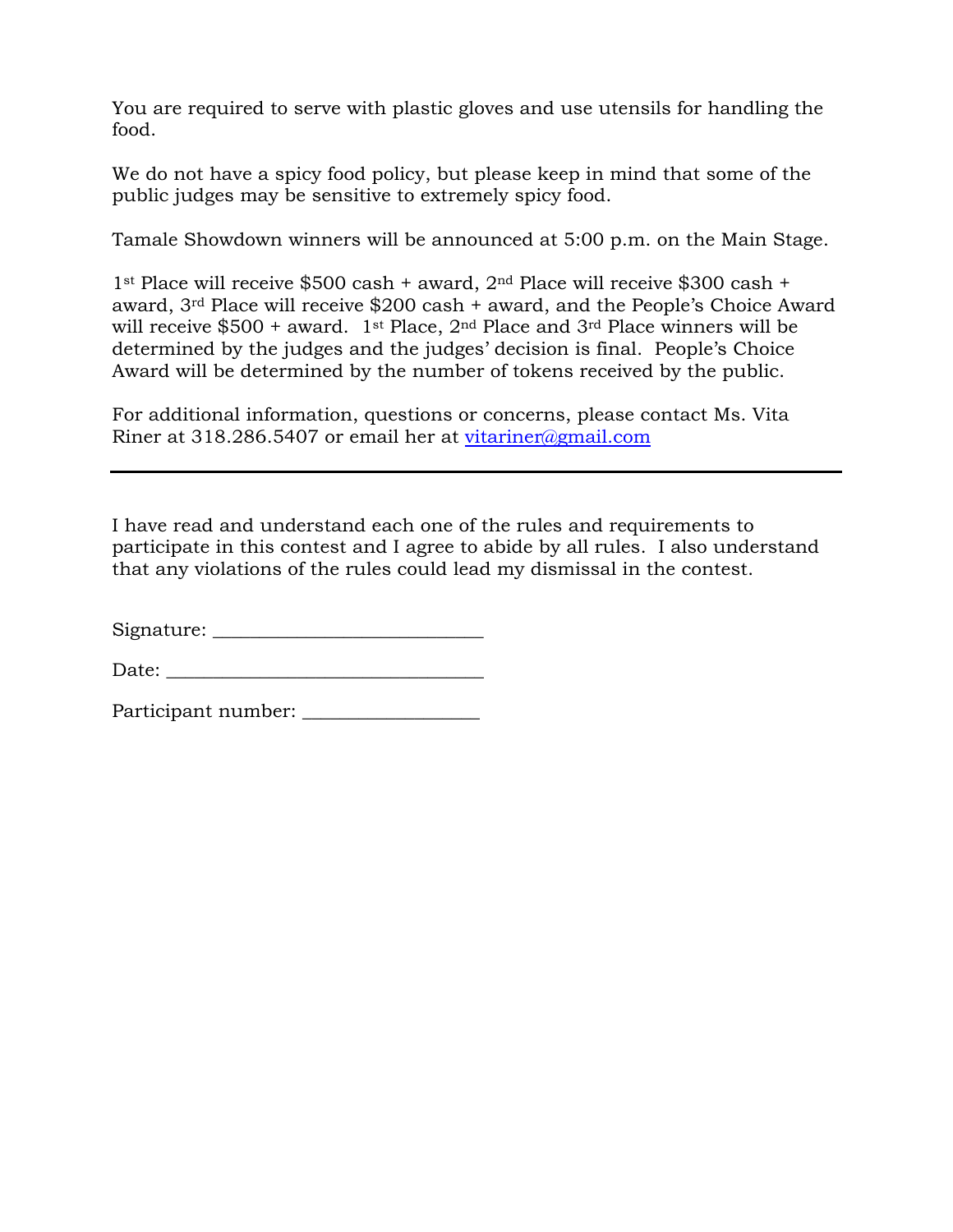You are required to serve with plastic gloves and use utensils for handling the food.

We do not have a spicy food policy, but please keep in mind that some of the public judges may be sensitive to extremely spicy food.

Tamale Showdown winners will be announced at 5:00 p.m. on the Main Stage.

1st Place will receive $500 cash + award, 2nd Place will receive $300 cash + award, 3rd Place will receive $200 cash + award, and the People's Choice Award will receive $500 + award. 1st Place, 2nd Place and 3rd Place winners will be determined by the judges and the judges' decision is final. People's Choice Award will be determined by the number of tokens received by the public.

For additional information, questions or concerns, please contact Ms. Vita Riner at 318.286.5407 or email her at vitariner@gmail.com

---

I have read and understand each one of the rules and requirements to participate in this contest and I agree to abide by all rules. I also understand that any violations of the rules could lead my dismissal in the contest.

Signature: ___________________________

Date: ________________________________

Participant number: _________________